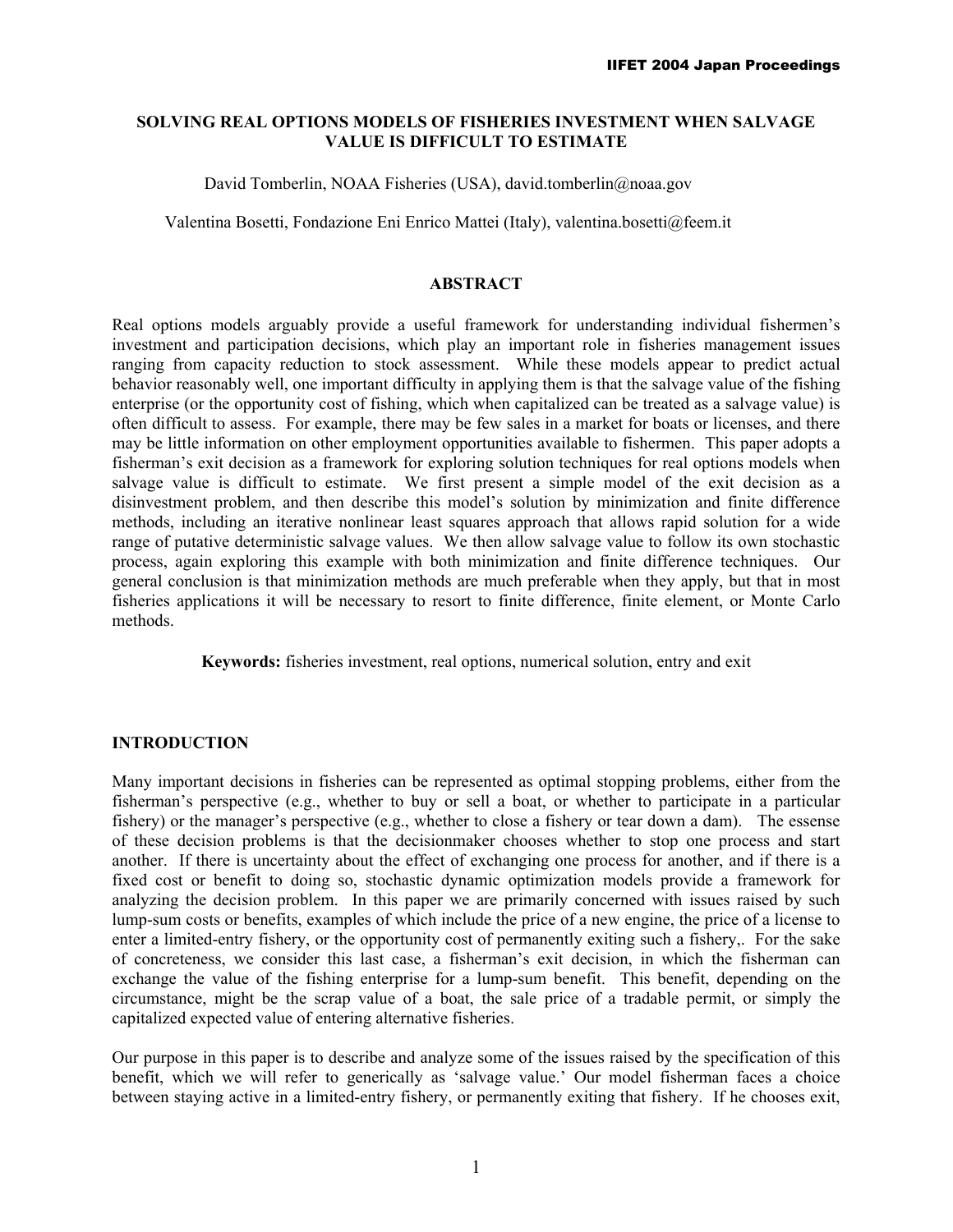# SOLVING REAL OPTIONS MODELS OF FISHERIES INVESTMENT WHEN SALVAGE VALUE IS DIFFICULT TO ESTIMATE

David Tomberlin, NOAA Fisheries (USA), david.tomberlin@noaa.gov

Valentina Bosetti, Fondazione Eni Enrico Mattei (Italy), valentina.bosetti@feem.it

## ABSTRACT

Real options models arguably provide a useful framework for understanding individual fishermen's investment and participation decisions, which play an important role in fisheries management issues ranging from capacity reduction to stock assessment. While these models appear to predict actual behavior reasonably well, one important difficulty in applying them is that the salvage value of the fishing enterprise (or the opportunity cost of fishing, which when capitalized can be treated as a salvage value) is often difficult to assess. For example, there may be few sales in a market for boats or licenses, and there may be little information on other employment opportunities available to fishermen. This paper adopts a fisherman's exit decision as a framework for exploring solution techniques for real options models when salvage value is difficult to estimate. We first present a simple model of the exit decision as a disinvestment problem, and then describe this model's solution by minimization and finite difference methods, including an iterative nonlinear least squares approach that allows rapid solution for a wide range of putative deterministic salvage values. We then allow salvage value to follow its own stochastic process, again exploring this example with both minimization and finite difference techniques. Our general conclusion is that minimization methods are much preferable when they apply, but that in most fisheries applications it will be necessary to resort to finite difference, finite element, or Monte Carlo methods.

**Keywords:** fisheries investment, real options, numerical solution, entry and exit

## INTRODUCTION

Many important decisions in fisheries can be represented as optimal stopping problems, either from the fisherman's perspective (e.g., whether to buy or sell a boat, or whether to participate in a particular fishery) or the manager's perspective (e.g., whether to close a fishery or tear down a dam). The essense of these decision problems is that the decisionmaker chooses whether to stop one process and start another. If there is uncertainty about the effect of exchanging one process for another, and if there is a fixed cost or benefit to doing so, stochastic dynamic optimization models provide a framework for analyzing the decision problem. In this paper we are primarily concerned with issues raised by such lump-sum costs or benefits, examples of which include the price of a new engine, the price of a license to enter a limited-entry fishery, or the opportunity cost of permanently exiting such a fishery,. For the sake of concreteness, we consider this last case, a fisherman's exit decision, in which the fisherman can exchange the value of the fishing enterprise for a lump-sum benefit. This benefit, depending on the circumstance, might be the scrap value of a boat, the sale price of a tradable permit, or simply the capitalized expected value of entering alternative fisheries.

Our purpose in this paper is to describe and analyze some of the issues raised by the specification of this benefit, which we will refer to generically as 'salvage value.' Our model fisherman faces a choice between staying active in a limited-entry fishery, or permanently exiting that fishery. If he chooses exit,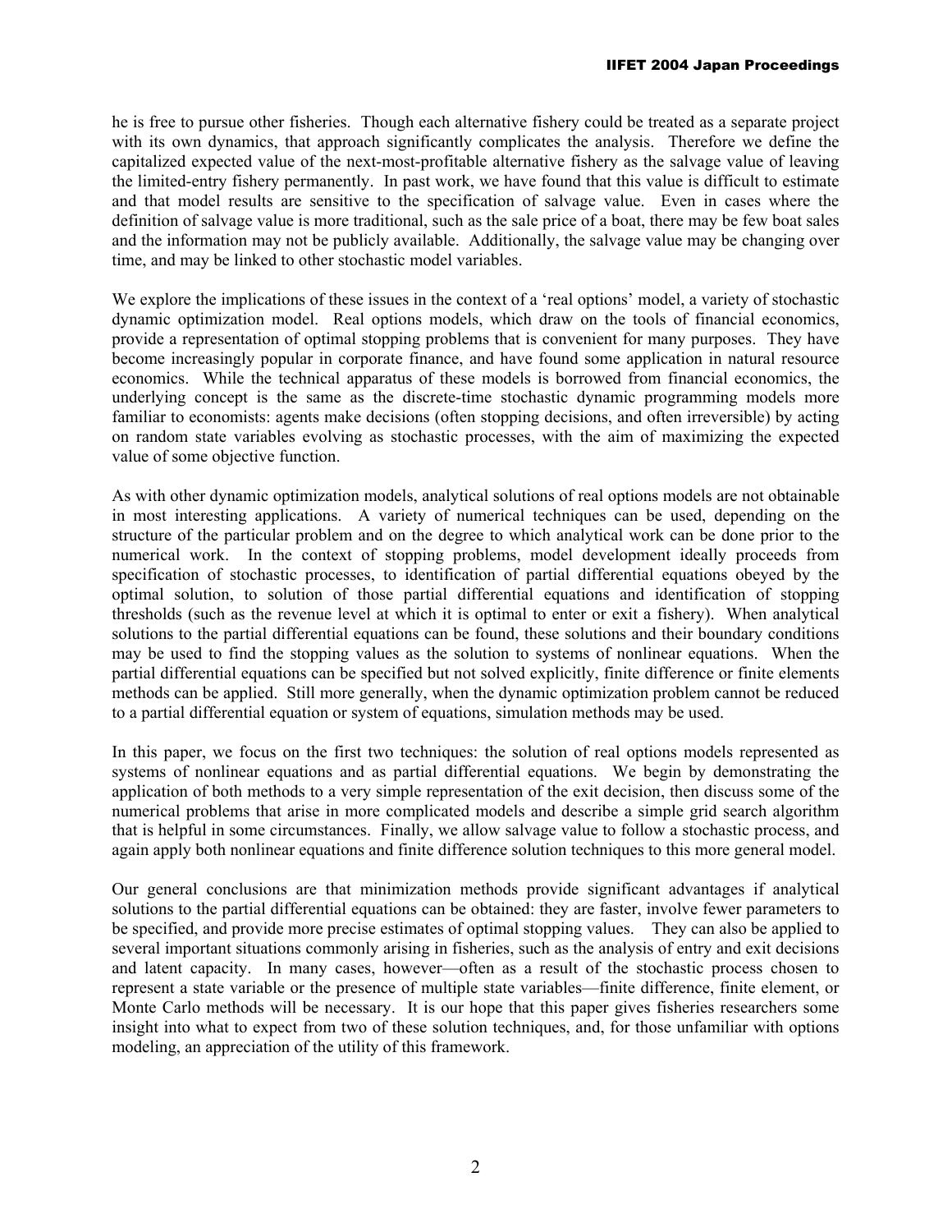he is free to pursue other fisheries. Though each alternative fishery could be treated as a separate project with its own dynamics, that approach significantly complicates the analysis. Therefore we define the capitalized expected value of the next-most-profitable alternative fishery as the salvage value of leaving the limited-entry fishery permanently. In past work, we have found that this value is difficult to estimate and that model results are sensitive to the specification of salvage value. Even in cases where the definition of salvage value is more traditional, such as the sale price of a boat, there may be few boat sales and the information may not be publicly available. Additionally, the salvage value may be changing over time, and may be linked to other stochastic model variables.

We explore the implications of these issues in the context of a 'real options' model, a variety of stochastic dynamic optimization model. Real options models, which draw on the tools of financial economics, provide a representation of optimal stopping problems that is convenient for many purposes. They have become increasingly popular in corporate finance, and have found some application in natural resource economics. While the technical apparatus of these models is borrowed from financial economics, the underlying concept is the same as the discrete-time stochastic dynamic programming models more familiar to economists: agents make decisions (often stopping decisions, and often irreversible) by acting on random state variables evolving as stochastic processes, with the aim of maximizing the expected value of some objective function.

As with other dynamic optimization models, analytical solutions of real options models are not obtainable in most interesting applications. A variety of numerical techniques can be used, depending on the structure of the particular problem and on the degree to which analytical work can be done prior to the numerical work. In the context of stopping problems, model development ideally proceeds from specification of stochastic processes, to identification of partial differential equations obeyed by the optimal solution, to solution of those partial differential equations and identification of stopping thresholds (such as the revenue level at which it is optimal to enter or exit a fishery). When analytical solutions to the partial differential equations can be found, these solutions and their boundary conditions may be used to find the stopping values as the solution to systems of nonlinear equations. When the partial differential equations can be specified but not solved explicitly, finite difference or finite elements methods can be applied. Still more generally, when the dynamic optimization problem cannot be reduced to a partial differential equation or system of equations, simulation methods may be used.

In this paper, we focus on the first two techniques: the solution of real options models represented as systems of nonlinear equations and as partial differential equations. We begin by demonstrating the application of both methods to a very simple representation of the exit decision, then discuss some of the numerical problems that arise in more complicated models and describe a simple grid search algorithm that is helpful in some circumstances. Finally, we allow salvage value to follow a stochastic process, and again apply both nonlinear equations and finite difference solution techniques to this more general model.

Our general conclusions are that minimization methods provide significant advantages if analytical solutions to the partial differential equations can be obtained: they are faster, involve fewer parameters to be specified, and provide more precise estimates of optimal stopping values. They can also be applied to several important situations commonly arising in fisheries, such as the analysis of entry and exit decisions and latent capacity. In many cases, however—often as a result of the stochastic process chosen to represent a state variable or the presence of multiple state variables—finite difference, finite element, or Monte Carlo methods will be necessary. It is our hope that this paper gives fisheries researchers some insight into what to expect from two of these solution techniques, and, for those unfamiliar with options modeling, an appreciation of the utility of this framework.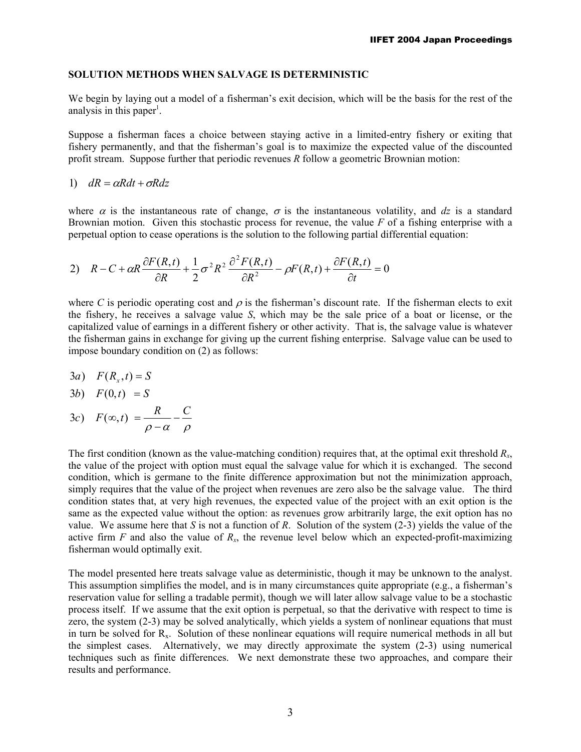## SOLUTION METHODS WHEN SALVAGE IS DETERMINISTIC

We begin by laying out a model of a fisherman's exit decision, which will be the basis for the rest of the analysis in this paper[1].

Suppose a fisherman faces a choice between staying active in a limited-entry fishery or exiting that fishery permanently, and that the fisherman's goal is to maximize the expected value of the discounted profit stream. Suppose further that periodic revenues *R* follow a geometric Brownian motion:

$$1) \quad dR = \alpha R dt + \sigma R dz$$

where $\alpha$ is the instantaneous rate of change, $\sigma$ is the instantaneous volatility, and *dz* is a standard Brownian motion. Given this stochastic process for revenue, the value *F* of a fishing enterprise with a perpetual option to cease operations is the solution to the following partial differential equation:

$$2) \quad R - C + \alpha R \frac{\partial F(R,t)}{\partial R} + \frac{1}{2}\sigma^2 R^2 \frac{\partial^2 F(R,t)}{\partial R^2} - \rho F(R,t) + \frac{\partial F(R,t)}{\partial t} = 0$$

where *C* is periodic operating cost and $\rho$ is the fisherman's discount rate. If the fisherman elects to exit the fishery, he receives a salvage value *S*, which may be the sale price of a boat or license, or the capitalized value of earnings in a different fishery or other activity. That is, the salvage value is whatever the fisherman gains in exchange for giving up the current fishing enterprise. Salvage value can be used to impose boundary condition on (2) as follows:

$$3a) \quad F(R_x, t) = S$$

$$3b) \quad F(0, t) \; = S$$

$$3c) \quad F(\infty, t) \; = \frac{R}{\rho - \alpha} - \frac{C}{\rho}$$

The first condition (known as the value-matching condition) requires that, at the optimal exit threshold $R_x$, the value of the project with option must equal the salvage value for which it is exchanged. The second condition, which is germane to the finite difference approximation but not the minimization approach, simply requires that the value of the project when revenues are zero also be the salvage value. The third condition states that, at very high revenues, the expected value of the project with an exit option is the same as the expected value without the option: as revenues grow arbitrarily large, the exit option has no value. We assume here that *S* is not a function of *R*. Solution of the system (2-3) yields the value of the active firm *F* and also the value of $R_x$, the revenue level below which an expected-profit-maximizing fisherman would optimally exit.

The model presented here treats salvage value as deterministic, though it may be unknown to the analyst. This assumption simplifies the model, and is in many circumstances quite appropriate (e.g., a fisherman's reservation value for selling a tradable permit), though we will later allow salvage value to be a stochastic process itself. If we assume that the exit option is perpetual, so that the derivative with respect to time is zero, the system (2-3) may be solved analytically, which yields a system of nonlinear equations that must in turn be solved for $R_x$. Solution of these nonlinear equations will require numerical methods in all but the simplest cases. Alternatively, we may directly approximate the system (2-3) using numerical techniques such as finite differences. We next demonstrate these two approaches, and compare their results and performance.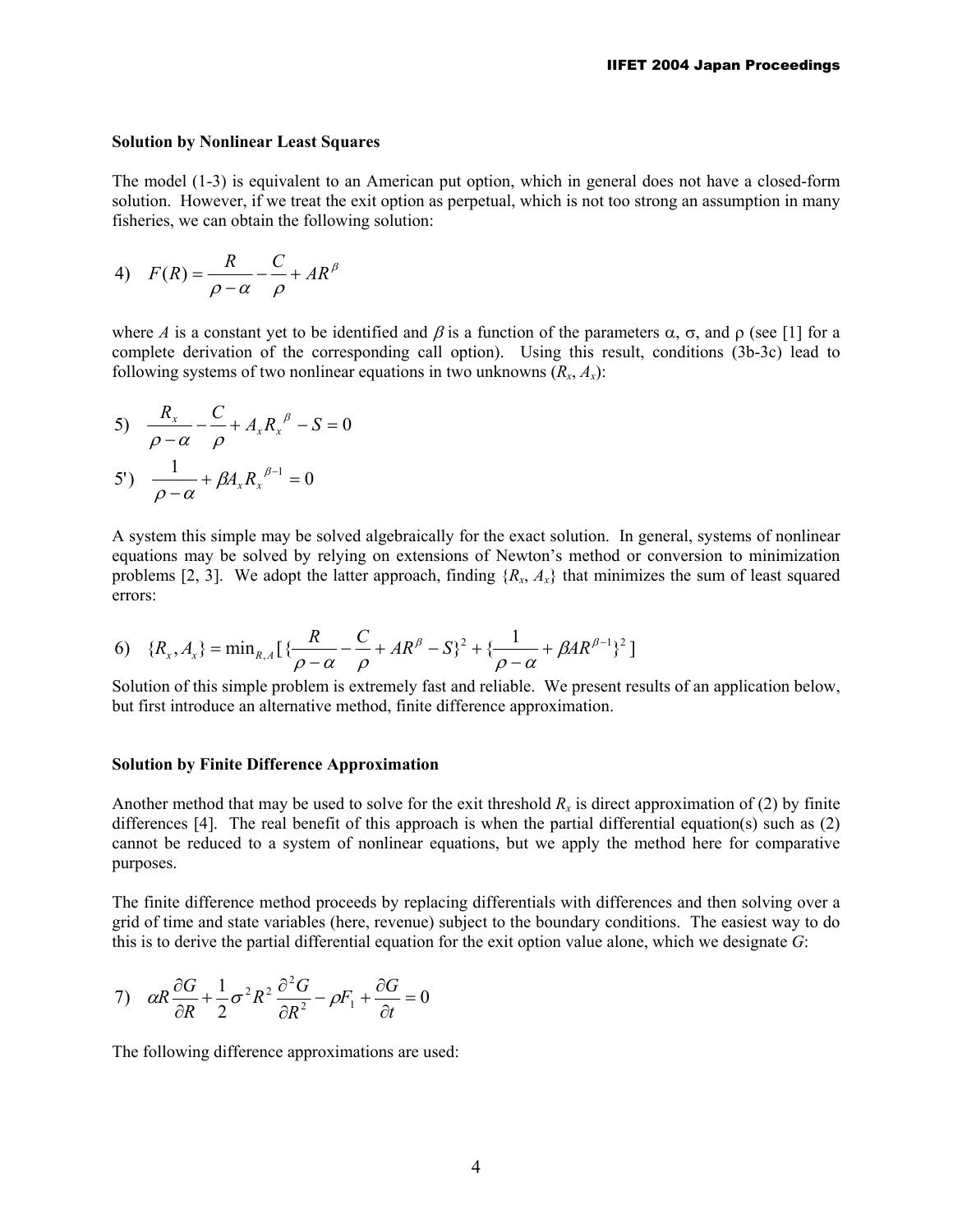**Solution by Nonlinear Least Squares**

The model (1-3) is equivalent to an American put option, which in general does not have a closed-form solution. However, if we treat the exit option as perpetual, which is not too strong an assumption in many fisheries, we can obtain the following solution:

$$4)\quad F(R) = \frac{R}{\rho - \alpha} - \frac{C}{\rho} + AR^{\beta}$$

where $A$ is a constant yet to be identified and $\beta$ is a function of the parameters α, σ, and ρ (see [1] for a complete derivation of the corresponding call option). Using this result, conditions (3b-3c) lead to following systems of two nonlinear equations in two unknowns ($R_x$, $A_x$):

$$5)\quad \frac{R_x}{\rho - \alpha} - \frac{C}{\rho} + A_x R_x{}^{\beta} - S = 0$$

$$5')\quad \frac{1}{\rho - \alpha} + \beta A_x R_x{}^{\beta - 1} = 0$$

A system this simple may be solved algebraically for the exact solution. In general, systems of nonlinear equations may be solved by relying on extensions of Newton's method or conversion to minimization problems [2, 3]. We adopt the latter approach, finding $\{R_x, A_x\}$ that minimizes the sum of least squared errors:

$$6)\quad \{R_x, A_x\} = \min_{R,A}\left[\left\{\frac{R}{\rho - \alpha} - \frac{C}{\rho} + AR^{\beta} - S\right\}^2 + \left\{\frac{1}{\rho - \alpha} + \beta AR^{\beta - 1}\right\}^2\right]$$

Solution of this simple problem is extremely fast and reliable. We present results of an application below, but first introduce an alternative method, finite difference approximation.

**Solution by Finite Difference Approximation**

Another method that may be used to solve for the exit threshold $R_x$ is direct approximation of (2) by finite differences [4]. The real benefit of this approach is when the partial differential equation(s) such as (2) cannot be reduced to a system of nonlinear equations, but we apply the method here for comparative purposes.

The finite difference method proceeds by replacing differentials with differences and then solving over a grid of time and state variables (here, revenue) subject to the boundary conditions. The easiest way to do this is to derive the partial differential equation for the exit option value alone, which we designate $G$:

$$7)\quad \alpha R \frac{\partial G}{\partial R} + \frac{1}{2}\sigma^2 R^2 \frac{\partial^2 G}{\partial R^2} - \rho F_1 + \frac{\partial G}{\partial t} = 0$$

The following difference approximations are used: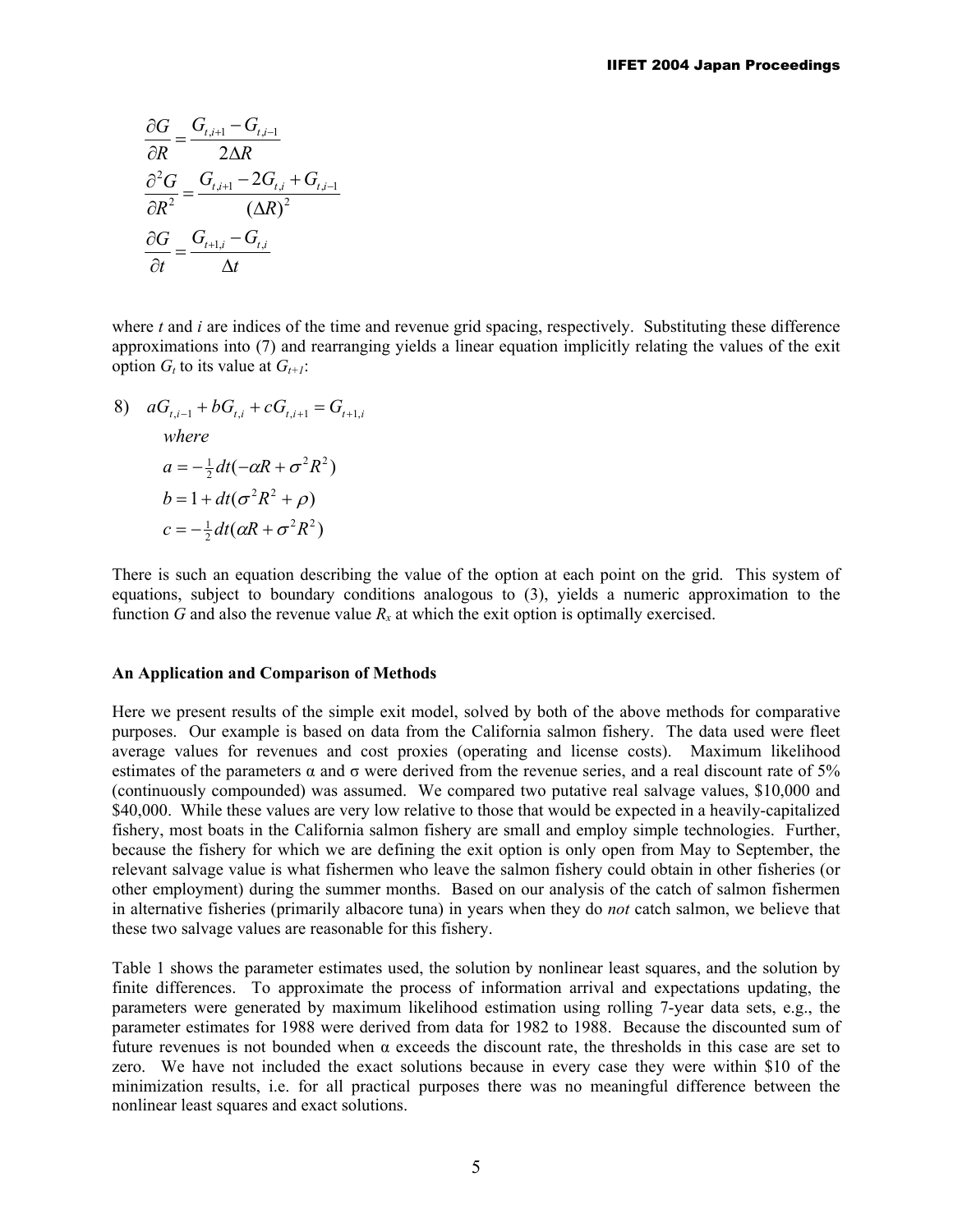$$\frac{\partial G}{\partial R} = \frac{G_{t,i+1} - G_{t,i-1}}{2\Delta R}$$

$$\frac{\partial^2 G}{\partial R^2} = \frac{G_{t,i+1} - 2G_{t,i} + G_{t,i-1}}{(\Delta R)^2}$$

$$\frac{\partial G}{\partial t} = \frac{G_{t+1,i} - G_{t,i}}{\Delta t}$$

where $t$ and $i$ are indices of the time and revenue grid spacing, respectively. Substituting these difference approximations into (7) and rearranging yields a linear equation implicitly relating the values of the exit option $G_t$ to its value at $G_{t+1}$:

$$8) \quad aG_{t,i-1} + bG_{t,i} + cG_{t,i+1} = G_{t+1,i}$$

*where*

$$a = -\tfrac{1}{2}dt(-\alpha R + \sigma^2 R^2)$$

$$b = 1 + dt(\sigma^2 R^2 + \rho)$$

$$c = -\tfrac{1}{2}dt(\alpha R + \sigma^2 R^2)$$

There is such an equation describing the value of the option at each point on the grid. This system of equations, subject to boundary conditions analogous to (3), yields a numeric approximation to the function $G$ and also the revenue value $R_x$ at which the exit option is optimally exercised.

**An Application and Comparison of Methods**

Here we present results of the simple exit model, solved by both of the above methods for comparative purposes. Our example is based on data from the California salmon fishery. The data used were fleet average values for revenues and cost proxies (operating and license costs). Maximum likelihood estimates of the parameters α and σ were derived from the revenue series, and a real discount rate of 5% (continuously compounded) was assumed. We compared two putative real salvage values, $10,000 and $40,000. While these values are very low relative to those that would be expected in a heavily-capitalized fishery, most boats in the California salmon fishery are small and employ simple technologies. Further, because the fishery for which we are defining the exit option is only open from May to September, the relevant salvage value is what fishermen who leave the salmon fishery could obtain in other fisheries (or other employment) during the summer months. Based on our analysis of the catch of salmon fishermen in alternative fisheries (primarily albacore tuna) in years when they do *not* catch salmon, we believe that these two salvage values are reasonable for this fishery.

Table 1 shows the parameter estimates used, the solution by nonlinear least squares, and the solution by finite differences. To approximate the process of information arrival and expectations updating, the parameters were generated by maximum likelihood estimation using rolling 7-year data sets, e.g., the parameter estimates for 1988 were derived from data for 1982 to 1988. Because the discounted sum of future revenues is not bounded when α exceeds the discount rate, the thresholds in this case are set to zero. We have not included the exact solutions because in every case they were within $10 of the minimization results, i.e. for all practical purposes there was no meaningful difference between the nonlinear least squares and exact solutions.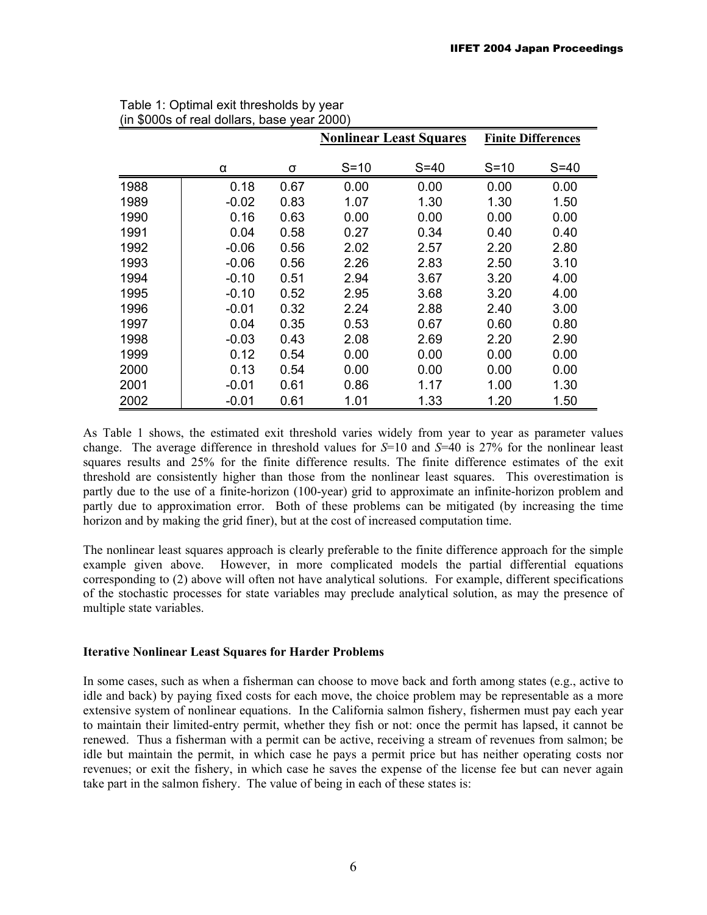Table 1: Optimal exit thresholds by year
(in \$000s of real dollars, base year 2000)

| | $\alpha$ | $\sigma$ | Nonlinear Least Squares | | Finite Differences | |
|---|---|---|---|---|---|---|
| | | | S=10 | S=40 | S=10 | S=40 |
| 1988 | 0.18 | 0.67 | 0.00 | 0.00 | 0.00 | 0.00 |
| 1989 | -0.02 | 0.83 | 1.07 | 1.30 | 1.30 | 1.50 |
| 1990 | 0.16 | 0.63 | 0.00 | 0.00 | 0.00 | 0.00 |
| 1991 | 0.04 | 0.58 | 0.27 | 0.34 | 0.40 | 0.40 |
| 1992 | -0.06 | 0.56 | 2.02 | 2.57 | 2.20 | 2.80 |
| 1993 | -0.06 | 0.56 | 2.26 | 2.83 | 2.50 | 3.10 |
| 1994 | -0.10 | 0.51 | 2.94 | 3.67 | 3.20 | 4.00 |
| 1995 | -0.10 | 0.52 | 2.95 | 3.68 | 3.20 | 4.00 |
| 1996 | -0.01 | 0.32 | 2.24 | 2.88 | 2.40 | 3.00 |
| 1997 | 0.04 | 0.35 | 0.53 | 0.67 | 0.60 | 0.80 |
| 1998 | -0.03 | 0.43 | 2.08 | 2.69 | 2.20 | 2.90 |
| 1999 | 0.12 | 0.54 | 0.00 | 0.00 | 0.00 | 0.00 |
| 2000 | 0.13 | 0.54 | 0.00 | 0.00 | 0.00 | 0.00 |
| 2001 | -0.01 | 0.61 | 0.86 | 1.17 | 1.00 | 1.30 |
| 2002 | -0.01 | 0.61 | 1.01 | 1.33 | 1.20 | 1.50 |

As Table 1 shows, the estimated exit threshold varies widely from year to year as parameter values change. The average difference in threshold values for $S$=10 and $S$=40 is 27% for the nonlinear least squares results and 25% for the finite difference results. The finite difference estimates of the exit threshold are consistently higher than those from the nonlinear least squares. This overestimation is partly due to the use of a finite-horizon (100-year) grid to approximate an infinite-horizon problem and partly due to approximation error. Both of these problems can be mitigated (by increasing the time horizon and by making the grid finer), but at the cost of increased computation time.

The nonlinear least squares approach is clearly preferable to the finite difference approach for the simple example given above. However, in more complicated models the partial differential equations corresponding to (2) above will often not have analytical solutions. For example, different specifications of the stochastic processes for state variables may preclude analytical solution, as may the presence of multiple state variables.

**Iterative Nonlinear Least Squares for Harder Problems**

In some cases, such as when a fisherman can choose to move back and forth among states (e.g., active to idle and back) by paying fixed costs for each move, the choice problem may be representable as a more extensive system of nonlinear equations. In the California salmon fishery, fishermen must pay each year to maintain their limited-entry permit, whether they fish or not: once the permit has lapsed, it cannot be renewed. Thus a fisherman with a permit can be active, receiving a stream of revenues from salmon; be idle but maintain the permit, in which case he pays a permit price but has neither operating costs nor revenues; or exit the fishery, in which case he saves the expense of the license fee but can never again take part in the salmon fishery. The value of being in each of these states is: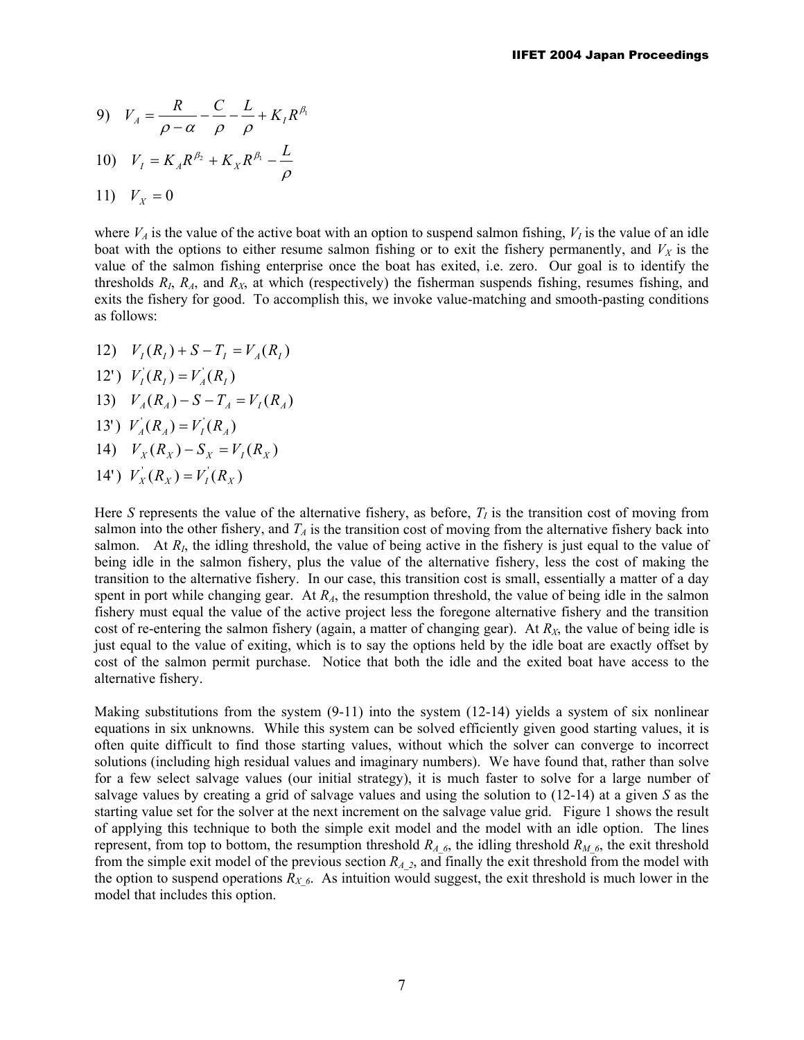$$9) \quad V_A = \frac{R}{\rho - \alpha} - \frac{C}{\rho} - \frac{L}{\rho} + K_I R^{\beta_1}$$

$$10) \quad V_I = K_A R^{\beta_2} + K_X R^{\beta_1} - \frac{L}{\rho}$$

$$11) \quad V_X = 0$$

where $V_A$ is the value of the active boat with an option to suspend salmon fishing, $V_I$ is the value of an idle boat with the options to either resume salmon fishing or to exit the fishery permanently, and $V_X$ is the value of the salmon fishing enterprise once the boat has exited, i.e. zero. Our goal is to identify the thresholds $R_I$, $R_A$, and $R_X$, at which (respectively) the fisherman suspends fishing, resumes fishing, and exits the fishery for good. To accomplish this, we invoke value-matching and smooth-pasting conditions as follows:

$$12) \quad V_I(R_I) + S - T_I = V_A(R_I)$$

$$12') \quad V_I^{'}(R_I) = V_A^{'}(R_I)$$

$$13) \quad V_A(R_A) - S - T_A = V_I(R_A)$$

$$13') \quad V_A^{'}(R_A) = V_I^{'}(R_A)$$

$$14) \quad V_X(R_X) - S_X = V_I(R_X)$$

$$14') \quad V_X^{'}(R_X) = V_I^{'}(R_X)$$

Here $S$ represents the value of the alternative fishery, as before, $T_I$ is the transition cost of moving from salmon into the other fishery, and $T_A$ is the transition cost of moving from the alternative fishery back into salmon. At $R_I$, the idling threshold, the value of being active in the fishery is just equal to the value of being idle in the salmon fishery, plus the value of the alternative fishery, less the cost of making the transition to the alternative fishery. In our case, this transition cost is small, essentially a matter of a day spent in port while changing gear. At $R_A$, the resumption threshold, the value of being idle in the salmon fishery must equal the value of the active project less the foregone alternative fishery and the transition cost of re-entering the salmon fishery (again, a matter of changing gear). At $R_X$, the value of being idle is just equal to the value of exiting, which is to say the options held by the idle boat are exactly offset by cost of the salmon permit purchase. Notice that both the idle and the exited boat have access to the alternative fishery.

Making substitutions from the system (9-11) into the system (12-14) yields a system of six nonlinear equations in six unknowns. While this system can be solved efficiently given good starting values, it is often quite difficult to find those starting values, without which the solver can converge to incorrect solutions (including high residual values and imaginary numbers). We have found that, rather than solve for a few select salvage values (our initial strategy), it is much faster to solve for a large number of salvage values by creating a grid of salvage values and using the solution to (12-14) at a given $S$ as the starting value set for the solver at the next increment on the salvage value grid. Figure 1 shows the result of applying this technique to both the simple exit model and the model with an idle option. The lines represent, from top to bottom, the resumption threshold $R_{A\_6}$, the idling threshold $R_{M\_6}$, the exit threshold from the simple exit model of the previous section $R_{A\_2}$, and finally the exit threshold from the model with the option to suspend operations $R_{X\_6}$. As intuition would suggest, the exit threshold is much lower in the model that includes this option.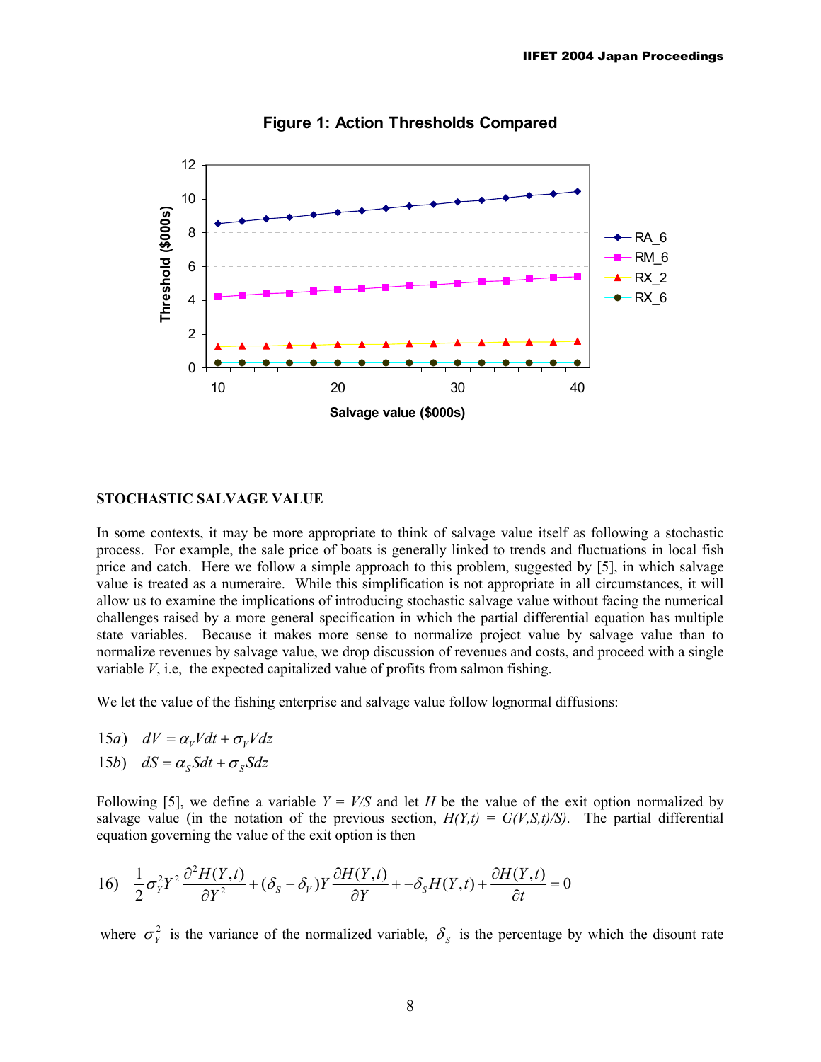**Figure 1: Action Thresholds Compared**

## STOCHASTIC SALVAGE VALUE

In some contexts, it may be more appropriate to think of salvage value itself as following a stochastic process. For example, the sale price of boats is generally linked to trends and fluctuations in local fish price and catch. Here we follow a simple approach to this problem, suggested by [5], in which salvage value is treated as a numeraire. While this simplification is not appropriate in all circumstances, it will allow us to examine the implications of introducing stochastic salvage value without facing the numerical challenges raised by a more general specification in which the partial differential equation has multiple state variables. Because it makes more sense to normalize project value by salvage value than to normalize revenues by salvage value, we drop discussion of revenues and costs, and proceed with a single variable $V$, i.e, the expected capitalized value of profits from salmon fishing.

We let the value of the fishing enterprise and salvage value follow lognormal diffusions:

$$15a) \quad dV = \alpha_V V dt + \sigma_V V dz$$

$$15b) \quad dS = \alpha_S S dt + \sigma_S S dz$$

Following [5], we define a variable $Y = V/S$ and let $H$ be the value of the exit option normalized by salvage value (in the notation of the previous section, $H(Y,t) = G(V,S,t)/S$). The partial differential equation governing the value of the exit option is then

$$16) \quad \frac{1}{2}\sigma_Y^2 Y^2 \frac{\partial^2 H(Y,t)}{\partial Y^2} + (\delta_S - \delta_V) Y \frac{\partial H(Y,t)}{\partial Y} + -\delta_S H(Y,t) + \frac{\partial H(Y,t)}{\partial t} = 0$$

where $\sigma_Y^2$ is the variance of the normalized variable, $\delta_S$ is the percentage by which the disount rate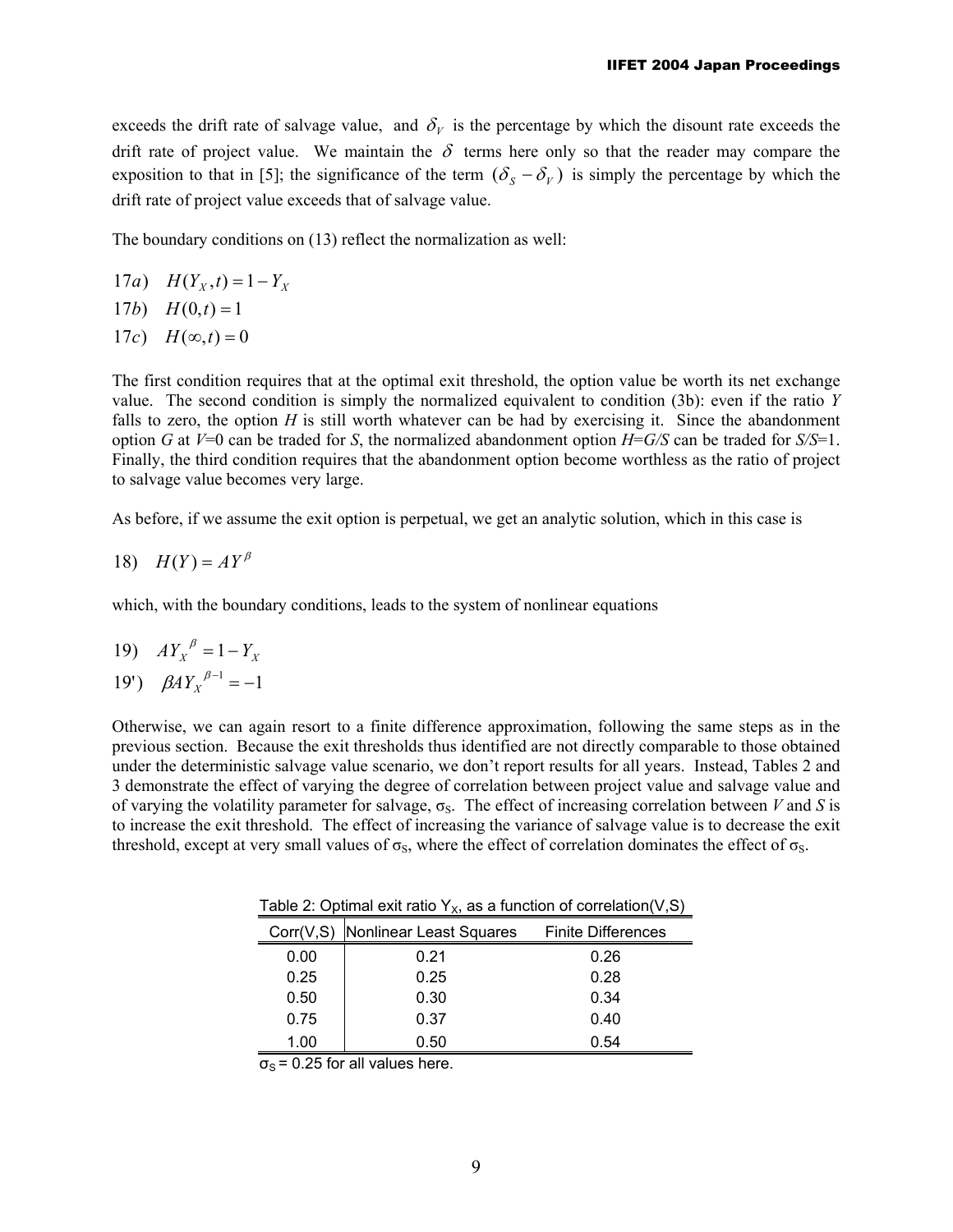exceeds the drift rate of salvage value, and $\delta_V$ is the percentage by which the disount rate exceeds the drift rate of project value. We maintain the $\delta$ terms here only so that the reader may compare the exposition to that in [5]; the significance of the term $(\delta_S - \delta_V)$ is simply the percentage by which the drift rate of project value exceeds that of salvage value.

The boundary conditions on (13) reflect the normalization as well:

$$17a) \quad H(Y_X, t) = 1 - Y_X$$

$$17b) \quad H(0, t) = 1$$

$$17c) \quad H(\infty, t) = 0$$

The first condition requires that at the optimal exit threshold, the option value be worth its net exchange value. The second condition is simply the normalized equivalent to condition (3b): even if the ratio *Y* falls to zero, the option *H* is still worth whatever can be had by exercising it. Since the abandonment option *G* at *V*=0 can be traded for *S*, the normalized abandonment option *H*=*G/S* can be traded for *S/S*=1. Finally, the third condition requires that the abandonment option become worthless as the ratio of project to salvage value becomes very large.

As before, if we assume the exit option is perpetual, we get an analytic solution, which in this case is

$$18) \quad H(Y) = AY^{\beta}$$

which, with the boundary conditions, leads to the system of nonlinear equations

$$19) \quad AY_X^{\beta} = 1 - Y_X$$

$$19') \quad \beta A Y_X^{\beta - 1} = -1$$

Otherwise, we can again resort to a finite difference approximation, following the same steps as in the previous section. Because the exit thresholds thus identified are not directly comparable to those obtained under the deterministic salvage value scenario, we don't report results for all years. Instead, Tables 2 and 3 demonstrate the effect of varying the degree of correlation between project value and salvage value and of varying the volatility parameter for salvage, $\sigma_S$. The effect of increasing correlation between *V* and *S* is to increase the exit threshold. The effect of increasing the variance of salvage value is to decrease the exit threshold, except at very small values of $\sigma_S$, where the effect of correlation dominates the effect of $\sigma_S$.

Table 2: Optimal exit ratio $Y_X$, as a function of correlation(V,S)

| Corr(V,S) | Nonlinear Least Squares | Finite Differences |
|---|---|---|
| 0.00 | 0.21 | 0.26 |
| 0.25 | 0.25 | 0.28 |
| 0.50 | 0.30 | 0.34 |
| 0.75 | 0.37 | 0.40 |
| 1.00 | 0.50 | 0.54 |

$\sigma_S$ = 0.25 for all values here.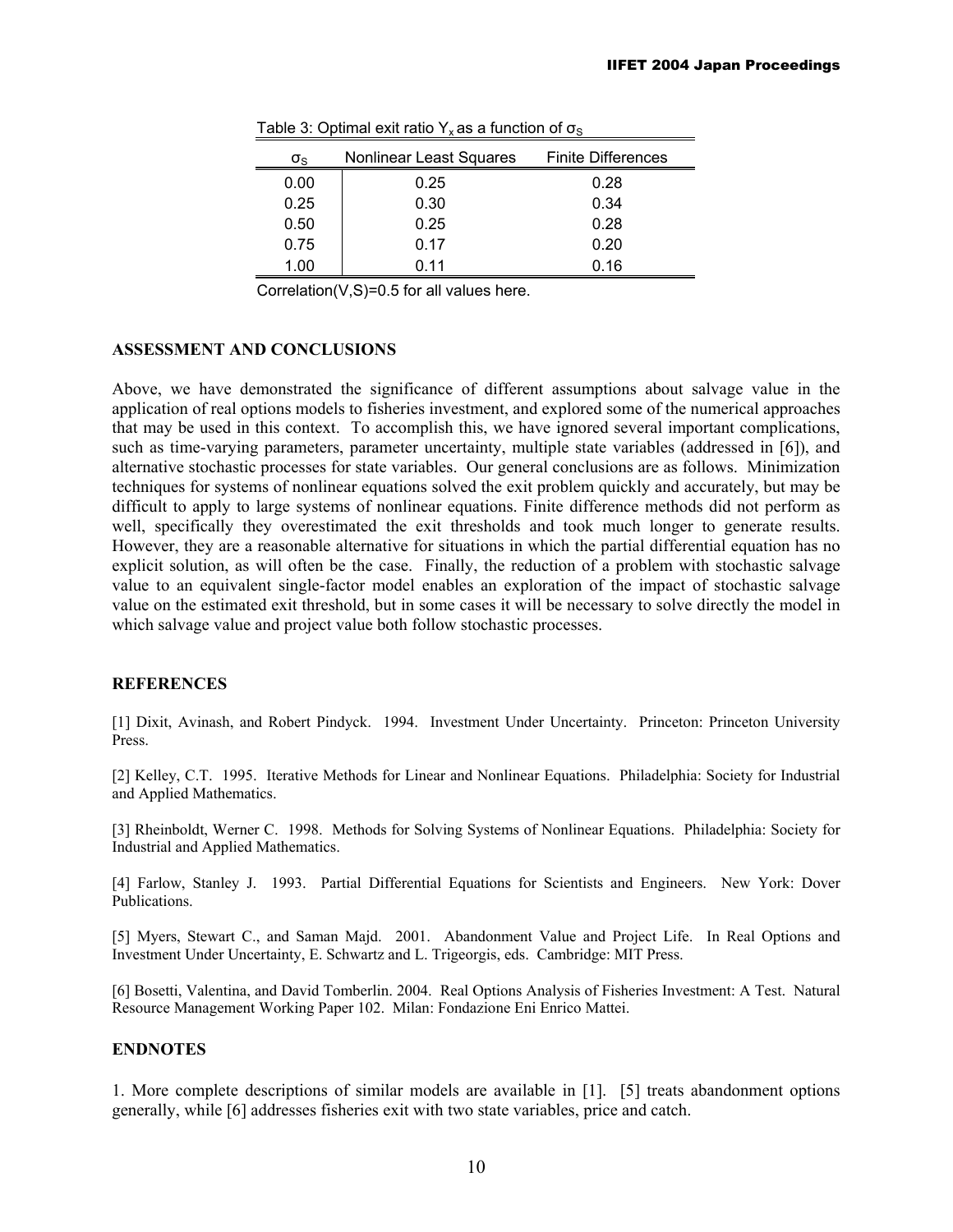Table 3: Optimal exit ratio $Y_x$ as a function of $\sigma_S$

| $\sigma_S$ | Nonlinear Least Squares | Finite Differences |
|---|---|---|
| 0.00 | 0.25 | 0.28 |
| 0.25 | 0.30 | 0.34 |
| 0.50 | 0.25 | 0.28 |
| 0.75 | 0.17 | 0.20 |
| 1.00 | 0.11 | 0.16 |

Correlation(V,S)=0.5 for all values here.

## ASSESSMENT AND CONCLUSIONS

Above, we have demonstrated the significance of different assumptions about salvage value in the application of real options models to fisheries investment, and explored some of the numerical approaches that may be used in this context. To accomplish this, we have ignored several important complications, such as time-varying parameters, parameter uncertainty, multiple state variables (addressed in [6]), and alternative stochastic processes for state variables. Our general conclusions are as follows. Minimization techniques for systems of nonlinear equations solved the exit problem quickly and accurately, but may be difficult to apply to large systems of nonlinear equations. Finite difference methods did not perform as well, specifically they overestimated the exit thresholds and took much longer to generate results. However, they are a reasonable alternative for situations in which the partial differential equation has no explicit solution, as will often be the case. Finally, the reduction of a problem with stochastic salvage value to an equivalent single-factor model enables an exploration of the impact of stochastic salvage value on the estimated exit threshold, but in some cases it will be necessary to solve directly the model in which salvage value and project value both follow stochastic processes.

## REFERENCES

[1] Dixit, Avinash, and Robert Pindyck. 1994. Investment Under Uncertainty. Princeton: Princeton University Press.

[2] Kelley, C.T. 1995. Iterative Methods for Linear and Nonlinear Equations. Philadelphia: Society for Industrial and Applied Mathematics.

[3] Rheinboldt, Werner C. 1998. Methods for Solving Systems of Nonlinear Equations. Philadelphia: Society for Industrial and Applied Mathematics.

[4] Farlow, Stanley J. 1993. Partial Differential Equations for Scientists and Engineers. New York: Dover Publications.

[5] Myers, Stewart C., and Saman Majd. 2001. Abandonment Value and Project Life. In Real Options and Investment Under Uncertainty, E. Schwartz and L. Trigeorgis, eds. Cambridge: MIT Press.

[6] Bosetti, Valentina, and David Tomberlin. 2004. Real Options Analysis of Fisheries Investment: A Test. Natural Resource Management Working Paper 102. Milan: Fondazione Eni Enrico Mattei.

## ENDNOTES

1. More complete descriptions of similar models are available in [1]. [5] treats abandonment options generally, while [6] addresses fisheries exit with two state variables, price and catch.